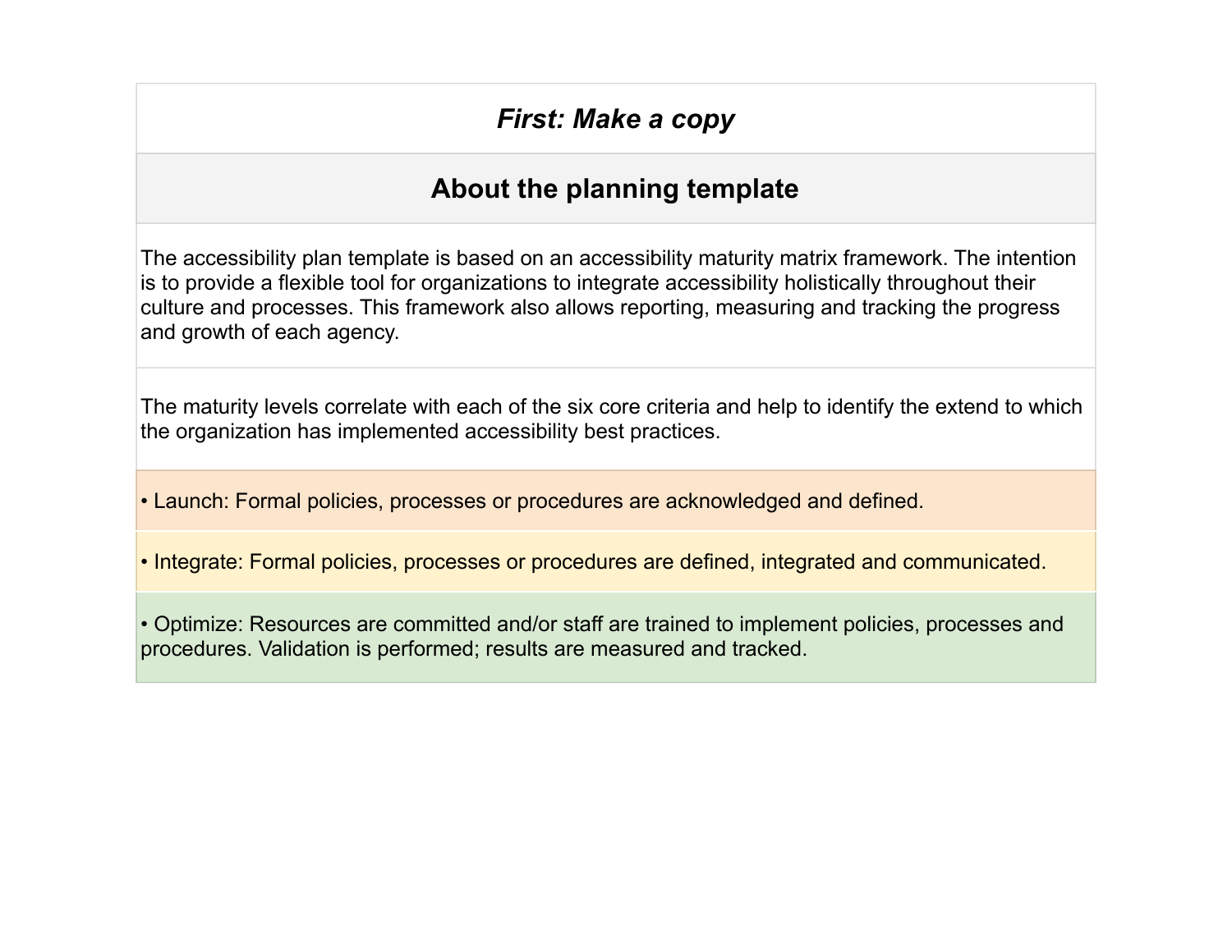*First: Make a copy*

## About the planning template

The accessibility plan template is based on an accessibility maturity matrix framework. The intention is to provide a flexible tool for organizations to integrate accessibility holistically throughout their culture and processes. This framework also allows reporting, measuring and tracking the progress and growth of each agency.

The maturity levels correlate with each of the six core criteria and help to identify the extend to which the organization has implemented accessibility best practices.

• Launch: Formal policies, processes or procedures are acknowledged and defined.

• Integrate: Formal policies, processes or procedures are defined, integrated and communicated.

• Optimize: Resources are committed and/or staff are trained to implement policies, processes and procedures. Validation is performed; results are measured and tracked.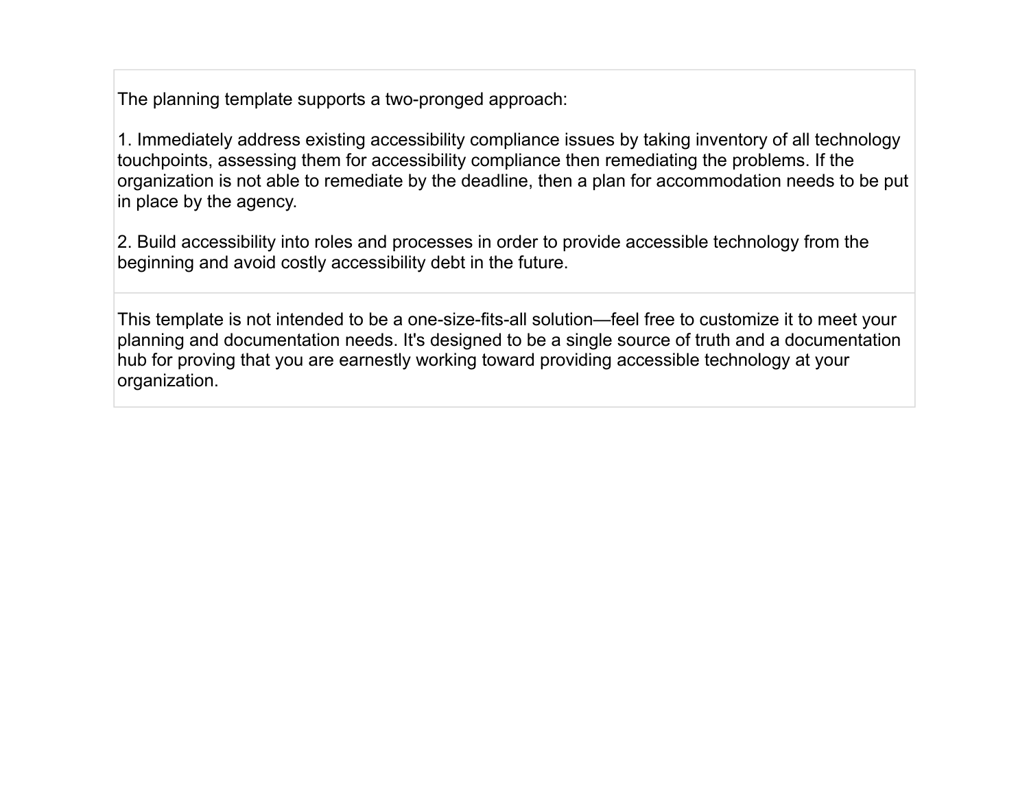The planning template supports a two-pronged approach:

1. Immediately address existing accessibility compliance issues by taking inventory of all technology touchpoints, assessing them for accessibility compliance then remediating the problems. If the organization is not able to remediate by the deadline, then a plan for accommodation needs to be put in place by the agency.

2. Build accessibility into roles and processes in order to provide accessible technology from the beginning and avoid costly accessibility debt in the future.

This template is not intended to be a one-size-fits-all solution—feel free to customize it to meet your planning and documentation needs. It's designed to be a single source of truth and a documentation hub for proving that you are earnestly working toward providing accessible technology at your organization.